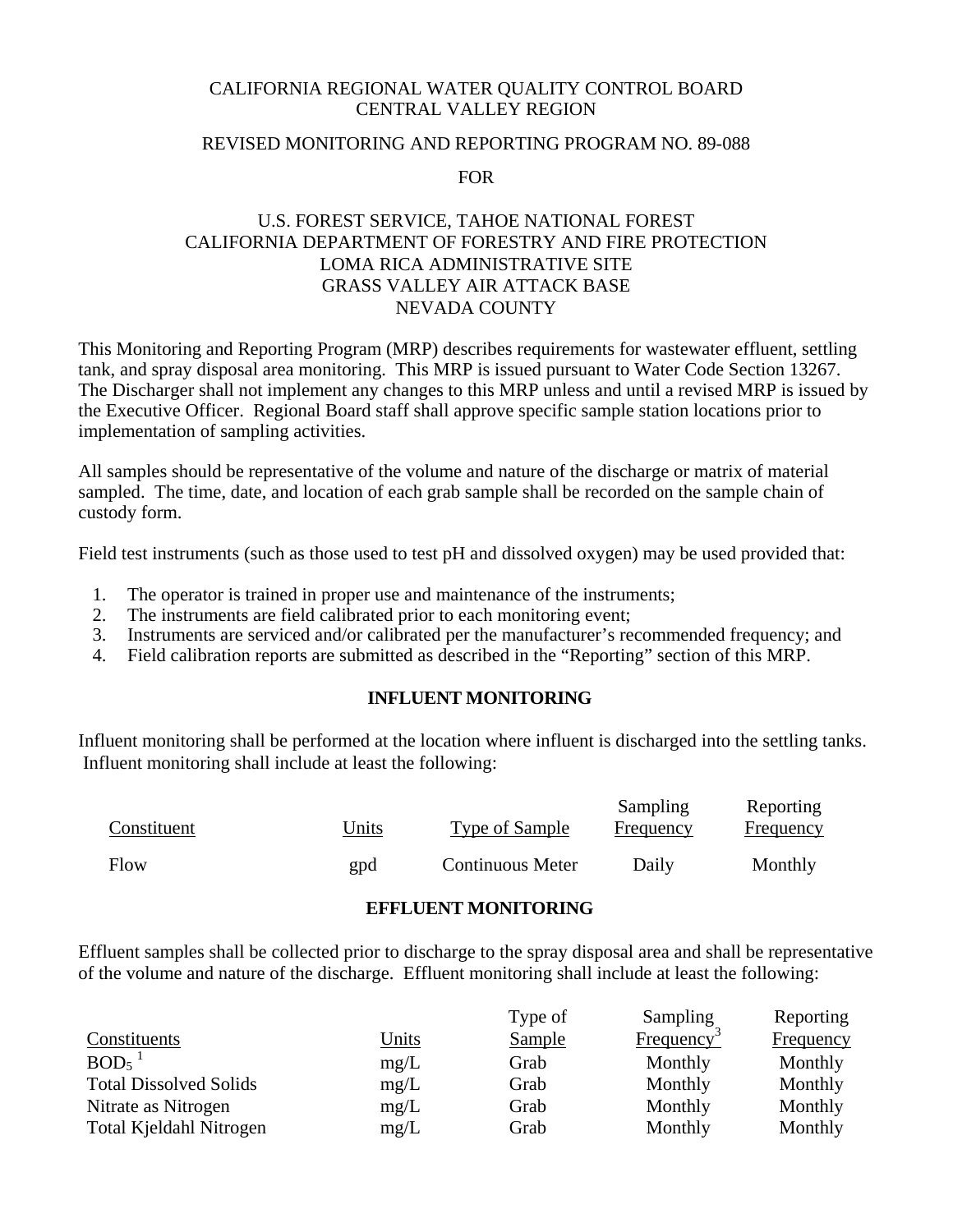CALIFORNIA REGIONAL WATER QUALITY CONTROL BOARD
CENTRAL VALLEY REGION

REVISED MONITORING AND REPORTING PROGRAM NO. 89-088

FOR

U.S. FOREST SERVICE, TAHOE NATIONAL FOREST
CALIFORNIA DEPARTMENT OF FORESTRY AND FIRE PROTECTION
LOMA RICA ADMINISTRATIVE SITE
GRASS VALLEY AIR ATTACK BASE
NEVADA COUNTY

This Monitoring and Reporting Program (MRP) describes requirements for wastewater effluent, settling tank, and spray disposal area monitoring. This MRP is issued pursuant to Water Code Section 13267. The Discharger shall not implement any changes to this MRP unless and until a revised MRP is issued by the Executive Officer. Regional Board staff shall approve specific sample station locations prior to implementation of sampling activities.

All samples should be representative of the volume and nature of the discharge or matrix of material sampled. The time, date, and location of each grab sample shall be recorded on the sample chain of custody form.

Field test instruments (such as those used to test pH and dissolved oxygen) may be used provided that:

1. The operator is trained in proper use and maintenance of the instruments;
2. The instruments are field calibrated prior to each monitoring event;
3. Instruments are serviced and/or calibrated per the manufacturer's recommended frequency; and
4. Field calibration reports are submitted as described in the "Reporting" section of this MRP.

## INFLUENT MONITORING

Influent monitoring shall be performed at the location where influent is discharged into the settling tanks. Influent monitoring shall include at least the following:

| Constituent | Units | Type of Sample | Sampling Frequency | Reporting Frequency |
|---|---|---|---|---|
| Flow | gpd | Continuous Meter | Daily | Monthly |

## EFFLUENT MONITORING

Effluent samples shall be collected prior to discharge to the spray disposal area and shall be representative of the volume and nature of the discharge. Effluent monitoring shall include at least the following:

| Constituents | Units | Type of Sample | Sampling Frequency[3] | Reporting Frequency |
|---|---|---|---|---|
| $BOD_5$ [1] | mg/L | Grab | Monthly | Monthly |
| Total Dissolved Solids | mg/L | Grab | Monthly | Monthly |
| Nitrate as Nitrogen | mg/L | Grab | Monthly | Monthly |
| Total Kjeldahl Nitrogen | mg/L | Grab | Monthly | Monthly |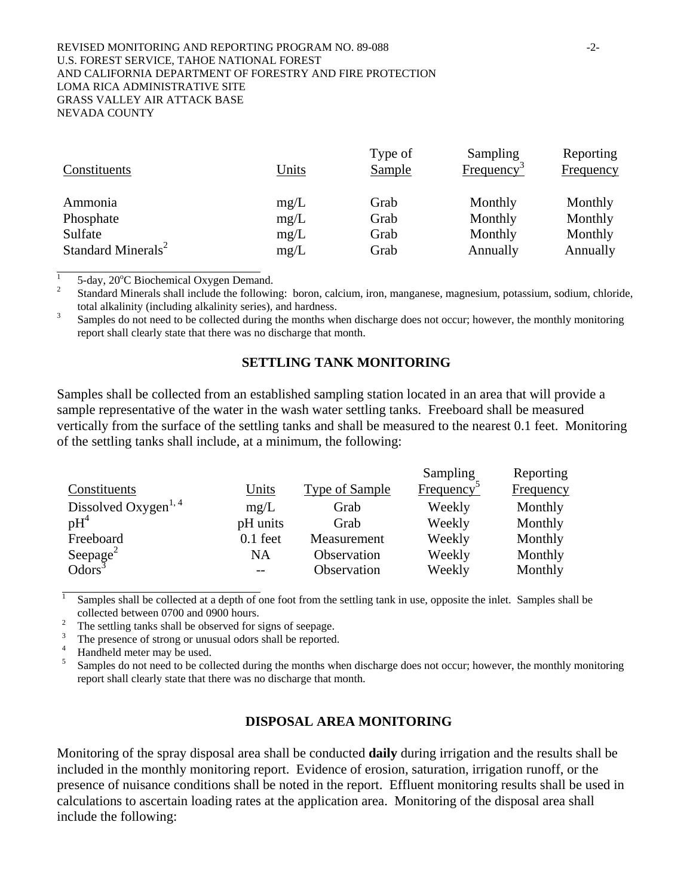| Constituents | Units | Type of Sample | Sampling Frequency[3] | Reporting Frequency |
|---|---|---|---|---|
| Ammonia | mg/L | Grab | Monthly | Monthly |
| Phosphate | mg/L | Grab | Monthly | Monthly |
| Sulfate | mg/L | Grab | Monthly | Monthly |
| Standard Minerals[2] | mg/L | Grab | Annually | Annually |

[1] 5-day, 20°C Biochemical Oxygen Demand.

[2] Standard Minerals shall include the following: boron, calcium, iron, manganese, magnesium, potassium, sodium, chloride, total alkalinity (including alkalinity series), and hardness.

[3] Samples do not need to be collected during the months when discharge does not occur; however, the monthly monitoring report shall clearly state that there was no discharge that month.

## SETTLING TANK MONITORING

Samples shall be collected from an established sampling station located in an area that will provide a sample representative of the water in the wash water settling tanks. Freeboard shall be measured vertically from the surface of the settling tanks and shall be measured to the nearest 0.1 feet. Monitoring of the settling tanks shall include, at a minimum, the following:

| Constituents | Units | Type of Sample | Sampling Frequency[5] | Reporting Frequency |
|---|---|---|---|---|
| Dissolved Oxygen[1, 4] | mg/L | Grab | Weekly | Monthly |
| pH[4] | pH units | Grab | Weekly | Monthly |
| Freeboard | 0.1 feet | Measurement | Weekly | Monthly |
| Seepage[2] | NA | Observation | Weekly | Monthly |
| Odors[3] | -- | Observation | Weekly | Monthly |

[1] Samples shall be collected at a depth of one foot from the settling tank in use, opposite the inlet. Samples shall be collected between 0700 and 0900 hours.

[2] The settling tanks shall be observed for signs of seepage.

[3] The presence of strong or unusual odors shall be reported.

[4] Handheld meter may be used.

[5] Samples do not need to be collected during the months when discharge does not occur; however, the monthly monitoring report shall clearly state that there was no discharge that month.

## DISPOSAL AREA MONITORING

Monitoring of the spray disposal area shall be conducted **daily** during irrigation and the results shall be included in the monthly monitoring report. Evidence of erosion, saturation, irrigation runoff, or the presence of nuisance conditions shall be noted in the report. Effluent monitoring results shall be used in calculations to ascertain loading rates at the application area. Monitoring of the disposal area shall include the following: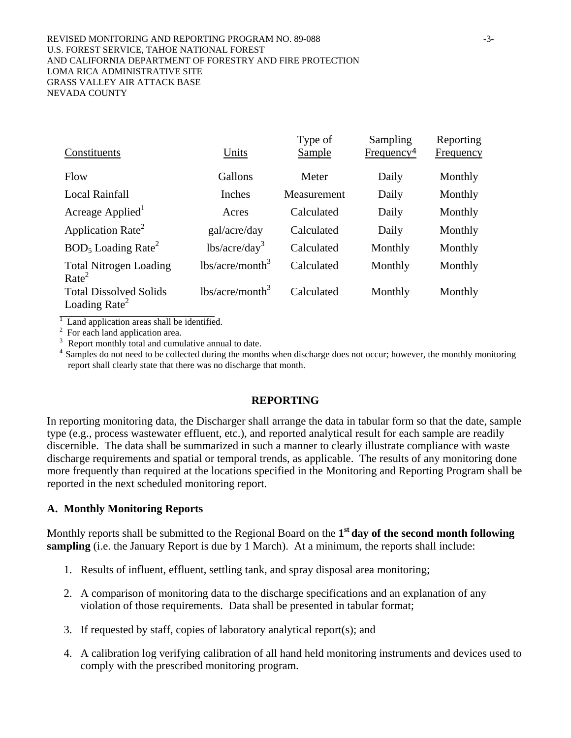| Constituents | Units | Type of Sample | Sampling Frequency[4] | Reporting Frequency |
|---|---|---|---|---|
| Flow | Gallons | Meter | Daily | Monthly |
| Local Rainfall | Inches | Measurement | Daily | Monthly |
| Acreage Applied[1] | Acres | Calculated | Daily | Monthly |
| Application Rate[2] | gal/acre/day | Calculated | Daily | Monthly |
| $BOD_5$ Loading Rate[2] | lbs/acre/day[3] | Calculated | Monthly | Monthly |
| Total Nitrogen Loading Rate[2] | lbs/acre/month[3] | Calculated | Monthly | Monthly |
| Total Dissolved Solids Loading Rate[2] | lbs/acre/month[3] | Calculated | Monthly | Monthly |

[1] Land application areas shall be identified.
[2] For each land application area.
[3] Report monthly total and cumulative annual to date.
[4] Samples do not need to be collected during the months when discharge does not occur; however, the monthly monitoring report shall clearly state that there was no discharge that month.

## REPORTING

In reporting monitoring data, the Discharger shall arrange the data in tabular form so that the date, sample type (e.g., process wastewater effluent, etc.), and reported analytical result for each sample are readily discernible. The data shall be summarized in such a manner to clearly illustrate compliance with waste discharge requirements and spatial or temporal trends, as applicable. The results of any monitoring done more frequently than required at the locations specified in the Monitoring and Reporting Program shall be reported in the next scheduled monitoring report.

### A. Monthly Monitoring Reports

Monthly reports shall be submitted to the Regional Board on the **1st day of the second month following sampling** (i.e. the January Report is due by 1 March). At a minimum, the reports shall include:

1. Results of influent, effluent, settling tank, and spray disposal area monitoring;
2. A comparison of monitoring data to the discharge specifications and an explanation of any violation of those requirements. Data shall be presented in tabular format;
3. If requested by staff, copies of laboratory analytical report(s); and
4. A calibration log verifying calibration of all hand held monitoring instruments and devices used to comply with the prescribed monitoring program.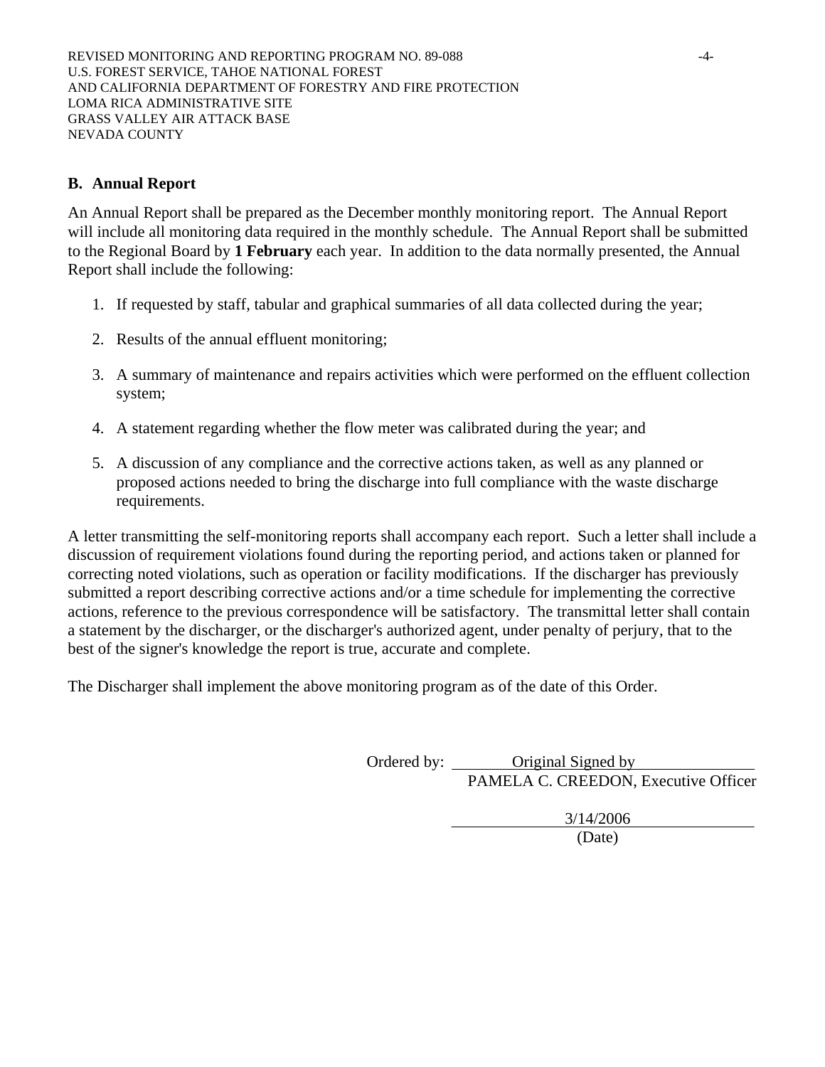## B. Annual Report

An Annual Report shall be prepared as the December monthly monitoring report. The Annual Report will include all monitoring data required in the monthly schedule. The Annual Report shall be submitted to the Regional Board by **1 February** each year. In addition to the data normally presented, the Annual Report shall include the following:

1. If requested by staff, tabular and graphical summaries of all data collected during the year;
2. Results of the annual effluent monitoring;
3. A summary of maintenance and repairs activities which were performed on the effluent collection system;
4. A statement regarding whether the flow meter was calibrated during the year; and
5. A discussion of any compliance and the corrective actions taken, as well as any planned or proposed actions needed to bring the discharge into full compliance with the waste discharge requirements.

A letter transmitting the self-monitoring reports shall accompany each report. Such a letter shall include a discussion of requirement violations found during the reporting period, and actions taken or planned for correcting noted violations, such as operation or facility modifications. If the discharger has previously submitted a report describing corrective actions and/or a time schedule for implementing the corrective actions, reference to the previous correspondence will be satisfactory. The transmittal letter shall contain a statement by the discharger, or the discharger's authorized agent, under penalty of perjury, that to the best of the signer's knowledge the report is true, accurate and complete.

The Discharger shall implement the above monitoring program as of the date of this Order.

Ordered by: Original Signed by
PAMELA C. CREEDON, Executive Officer

3/14/2006
(Date)